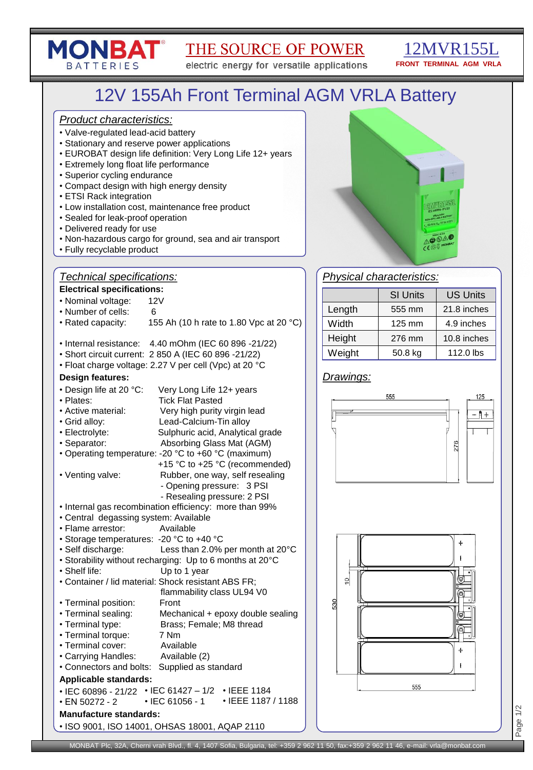MONBAT BATTERIES

THE SOURCE OF POWER
electric energy for versatile applications

12MVR155L
FRONT TERMINAL AGM VRLA

# 12V 155Ah Front Terminal AGM VRLA Battery

## *Product characteristics:*

- Valve-regulated lead-acid battery
- Stationary and reserve power applications
- EUROBAT design life definition: Very Long Life 12+ years
- Extremely long float life performance
- Superior cycling endurance
- Compact design with high energy density
- ETSI Rack integration
- Low installation cost, maintenance free product
- Sealed for leak-proof operation
- Delivered ready for use
- Non-hazardous cargo for ground, sea and air transport
- Fully recyclable product

## *Technical specifications:*

**Electrical specifications:**

- Nominal voltage: 12V
- Number of cells: 6
- Rated capacity: 155 Ah (10 h rate to 1.80 Vpc at 20 °C)

- Internal resistance: 4.40 mOhm (IEC 60 896 -21/22)
- Short circuit current: 2 850 A (IEC 60 896 -21/22)
- Float charge voltage: 2.27 V per cell (Vpc) at 20 °C

**Design features:**

- Design life at 20 °C: Very Long Life 12+ years
- Plates: Tick Flat Pasted
- Active material: Very high purity virgin lead
- Grid alloy: Lead-Calcium-Tin alloy
- Electrolyte: Sulphuric acid, Analytical grade
- Separator: Absorbing Glass Mat (AGM)
- Operating temperature: -20 °C to +60 °C (maximum)
  +15 °C to +25 °C (recommended)
- Venting valve: Rubber, one way, self resealing
  - Opening pressure: 3 PSI
  - Resealing pressure: 2 PSI
- Internal gas recombination efficiency: more than 99%
- Central degassing system: Available
- Flame arrestor: Available
- Storage temperatures: -20 °C to +40 °C
- Self discharge: Less than 2.0% per month at 20°C
- Storability without recharging: Up to 6 months at 20°C
- Shelf life: Up to 1 year
- Container / lid material: Shock resistant ABS FR; flammability class UL94 V0
- Terminal position: Front
- Terminal sealing: Mechanical + epoxy double sealing
- Terminal type: Brass; Female; M8 thread
- Terminal torque: 7 Nm
- Terminal cover: Available
- Carrying Handles: Available (2)
- Connectors and bolts: Supplied as standard

**Applicable standards:**

- IEC 60896 - 21/22
- EN 50272 - 2
- IEC 61427 – 1/2
- IEC 61056 - 1
- IEEE 1184
- IEEE 1187 / 1188

**Manufacture standards:**

- ISO 9001, ISO 14001, OHSAS 18001, AQAP 2110

## *Physical characteristics:*

| | SI Units | US Units |
|---|---|---|
| Length | 555 mm | 21.8 inches |
| Width | 125 mm | 4.9 inches |
| Height | 276 mm | 10.8 inches |
| Weight | 50.8 kg | 112.0 lbs |

## *Drawings:*

MONBAT Plc, 32A, Cherni vrah Blvd., fl. 4, 1407 Sofia, Bulgaria, tel: +359 2 962 11 50, fax:+359 2 962 11 46, e-mail: vrla@monbat.com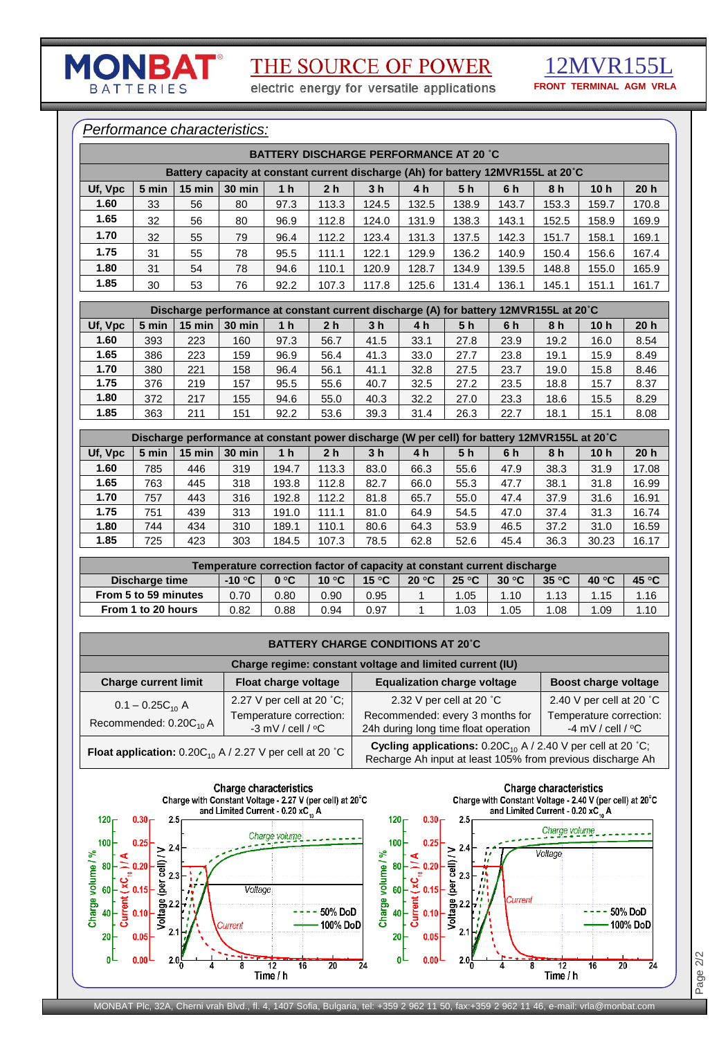## Performance characteristics:

| BATTERY DISCHARGE PERFORMANCE AT 20 ˚C | | | | | | | | | | | | |
|---|---|---|---|---|---|---|---|---|---|---|---|---|
| Battery capacity at constant current discharge (Ah) for battery 12MVR155L at 20˚C | | | | | | | | | | | | |
| Uf, Vpc | 5 min | 15 min | 30 min | 1 h | 2 h | 3 h | 4 h | 5 h | 6 h | 8 h | 10 h | 20 h |
| 1.60 | 33 | 56 | 80 | 97.3 | 113.3 | 124.5 | 132.5 | 138.9 | 143.7 | 153.3 | 159.7 | 170.8 |
| 1.65 | 32 | 56 | 80 | 96.9 | 112.8 | 124.0 | 131.9 | 138.3 | 143.1 | 152.5 | 158.9 | 169.9 |
| 1.70 | 32 | 55 | 79 | 96.4 | 112.2 | 123.4 | 131.3 | 137.5 | 142.3 | 151.7 | 158.1 | 169.1 |
| 1.75 | 31 | 55 | 78 | 95.5 | 111.1 | 122.1 | 129.9 | 136.2 | 140.9 | 150.4 | 156.6 | 167.4 |
| 1.80 | 31 | 54 | 78 | 94.6 | 110.1 | 120.9 | 128.7 | 134.9 | 139.5 | 148.8 | 155.0 | 165.9 |
| 1.85 | 30 | 53 | 76 | 92.2 | 107.3 | 117.8 | 125.6 | 131.4 | 136.1 | 145.1 | 151.1 | 161.7 |

| Discharge performance at constant current discharge (A) for battery 12MVR155L at 20˚C | | | | | | | | | | | | |
|---|---|---|---|---|---|---|---|---|---|---|---|---|
| Uf, Vpc | 5 min | 15 min | 30 min | 1 h | 2 h | 3 h | 4 h | 5 h | 6 h | 8 h | 10 h | 20 h |
| 1.60 | 393 | 223 | 160 | 97.3 | 56.7 | 41.5 | 33.1 | 27.8 | 23.9 | 19.2 | 16.0 | 8.54 |
| 1.65 | 386 | 223 | 159 | 96.9 | 56.4 | 41.3 | 33.0 | 27.7 | 23.8 | 19.1 | 15.9 | 8.49 |
| 1.70 | 380 | 221 | 158 | 96.4 | 56.1 | 41.1 | 32.8 | 27.5 | 23.7 | 19.0 | 15.8 | 8.46 |
| 1.75 | 376 | 219 | 157 | 95.5 | 55.6 | 40.7 | 32.5 | 27.2 | 23.5 | 18.8 | 15.7 | 8.37 |
| 1.80 | 372 | 217 | 155 | 94.6 | 55.0 | 40.3 | 32.2 | 27.0 | 23.3 | 18.6 | 15.5 | 8.29 |
| 1.85 | 363 | 211 | 151 | 92.2 | 53.6 | 39.3 | 31.4 | 26.3 | 22.7 | 18.1 | 15.1 | 8.08 |

| Discharge performance at constant power discharge (W per cell) for battery 12MVR155L at 20˚C | | | | | | | | | | | | |
|---|---|---|---|---|---|---|---|---|---|---|---|---|
| Uf, Vpc | 5 min | 15 min | 30 min | 1 h | 2 h | 3 h | 4 h | 5 h | 6 h | 8 h | 10 h | 20 h |
| 1.60 | 785 | 446 | 319 | 194.7 | 113.3 | 83.0 | 66.3 | 55.6 | 47.9 | 38.3 | 31.9 | 17.08 |
| 1.65 | 763 | 445 | 318 | 193.8 | 112.8 | 82.7 | 66.0 | 55.3 | 47.7 | 38.1 | 31.8 | 16.99 |
| 1.70 | 757 | 443 | 316 | 192.8 | 112.2 | 81.8 | 65.7 | 55.0 | 47.4 | 37.9 | 31.6 | 16.91 |
| 1.75 | 751 | 439 | 313 | 191.0 | 111.1 | 81.0 | 64.9 | 54.5 | 47.0 | 37.4 | 31.3 | 16.74 |
| 1.80 | 744 | 434 | 310 | 189.1 | 110.1 | 80.6 | 64.3 | 53.9 | 46.5 | 37.2 | 31.0 | 16.59 |
| 1.85 | 725 | 423 | 303 | 184.5 | 107.3 | 78.5 | 62.8 | 52.6 | 45.4 | 36.3 | 30.23 | 16.17 |

| Temperature correction factor of capacity at constant current discharge | | | | | | | | | | |
|---|---|---|---|---|---|---|---|---|---|---|
| Discharge time | -10 °C | 0 °C | 10 °C | 15 °C | 20 °C | 25 °C | 30 °C | 35 °C | 40 °C | 45 °C |
| From 5 to 59 minutes | 0.70 | 0.80 | 0.90 | 0.95 | 1 | 1.05 | 1.10 | 1.13 | 1.15 | 1.16 |
| From 1 to 20 hours | 0.82 | 0.88 | 0.94 | 0.97 | 1 | 1.03 | 1.05 | 1.08 | 1.09 | 1.10 |

| BATTERY CHARGE CONDITIONS AT 20˚C | | | |
|---|---|---|---|
| Charge regime: constant voltage and limited current (IU) | | | |
| Charge current limit | Float charge voltage | Equalization charge voltage | Boost charge voltage |
| 0.1 – 0.25$C_{10}$ A<br>Recommended: 0.20$C_{10}$ A | 2.27 V per cell at 20 ˚C;<br>Temperature correction: -3 mV / cell / °C | 2.32 V per cell at 20 ˚C<br>Recommended: every 3 months for 24h during long time float operation | 2.40 V per cell at 20 ˚C<br>Temperature correction: -4 mV / cell / °C |
| **Float application:** 0.20$C_{10}$ A / 2.27 V per cell at 20 ˚C | | **Cycling applications:** 0.20$C_{10}$ A / 2.40 V per cell at 20 ˚C;<br>Recharge Ah input at least 105% from previous discharge Ah | |

Charge characteristics
Charge with Constant Voltage - 2.27 V (per cell) at 20˚C and Limited Current - 0.20 x$C_{10}$ A
Charge volume / % | Current (x$C_{10}$) / A | Voltage (per cell) / V | Time / h
Charge volume, Voltage, Current
50% DoD, 100% DoD

Charge characteristics
Charge with Constant Voltage - 2.40 V (per cell) at 20˚C and Limited Current - 0.20 x$C_{10}$ A
Charge volume / % | Current (x$C_{10}$) / A | Voltage (per cell) / V | Time / h
Charge volume, Voltage, Current
50% DoD, 100% DoD